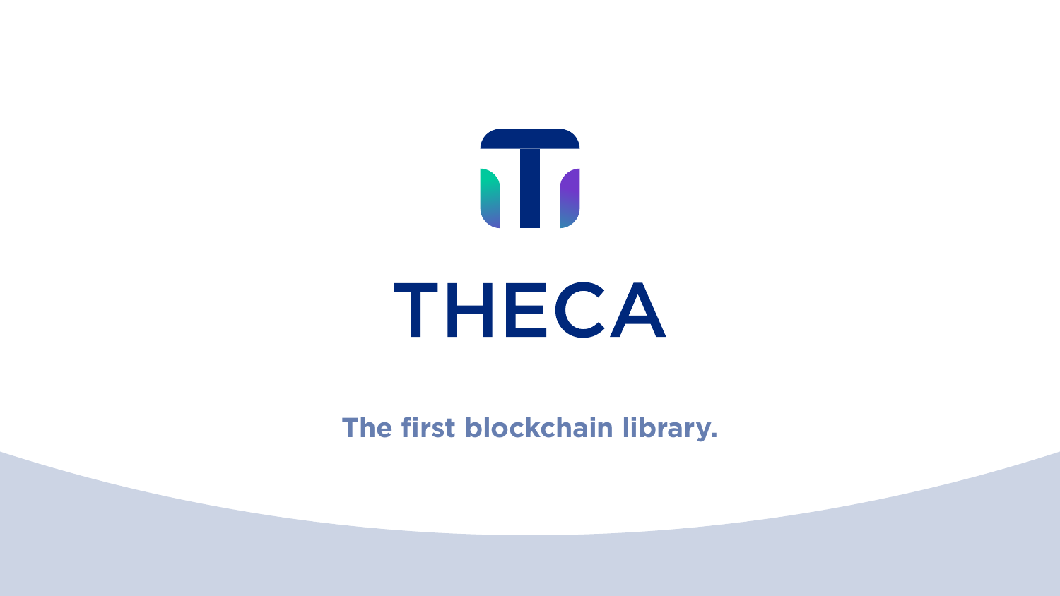# THECA

**The first blockchain library.**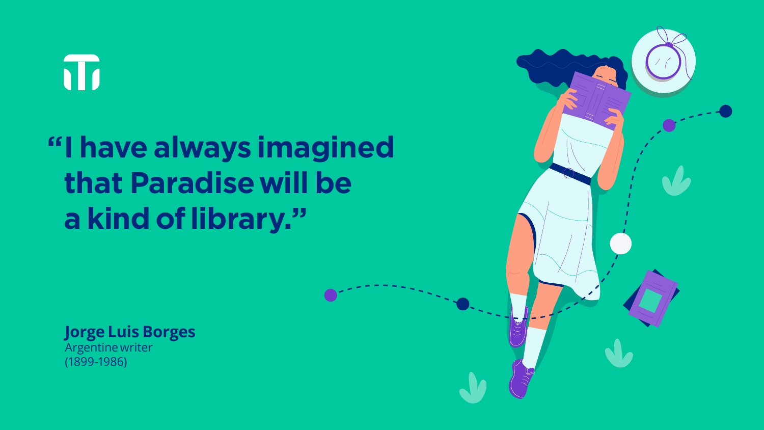# "I have always imagined that Paradise will be a kind of library."

**Jorge Luis Borges**
Argentine writer
(1899-1986)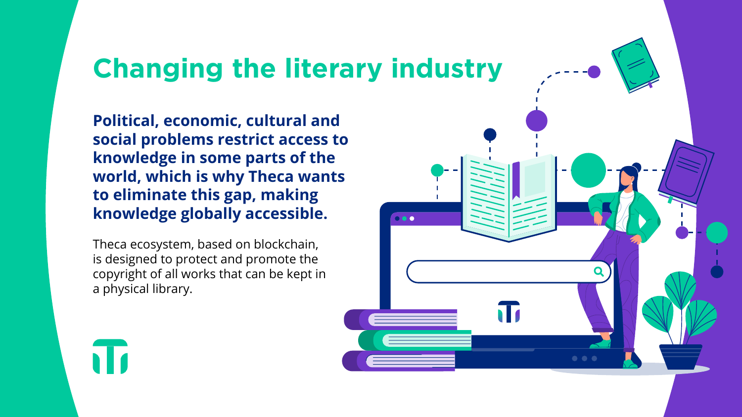# Changing the literary industry

**Political, economic, cultural and social problems restrict access to knowledge in some parts of the world, which is why Theca wants to eliminate this gap, making knowledge globally accessible.**

Theca ecosystem, based on blockchain, is designed to protect and promote the copyright of all works that can be kept in a physical library.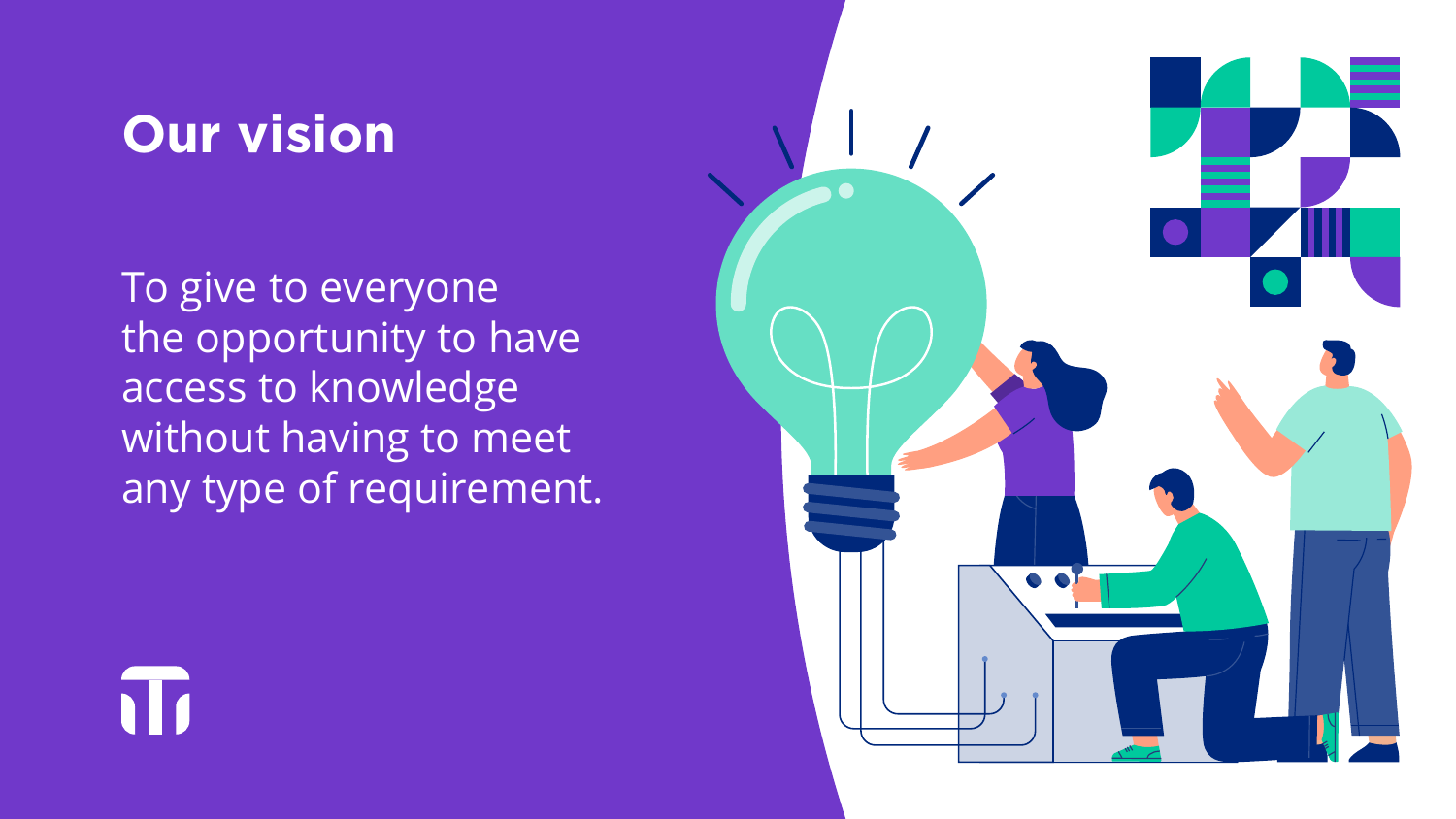# Our vision

To give to everyone the opportunity to have access to knowledge without having to meet any type of requirement.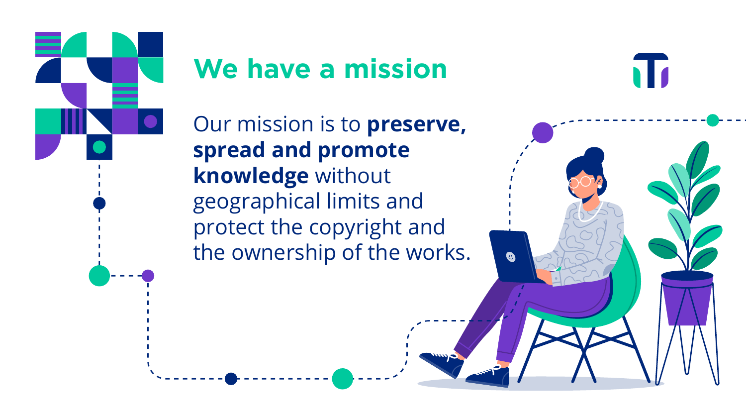# We have a mission

Our mission is to **preserve, spread and promote knowledge** without geographical limits and protect the copyright and the ownership of the works.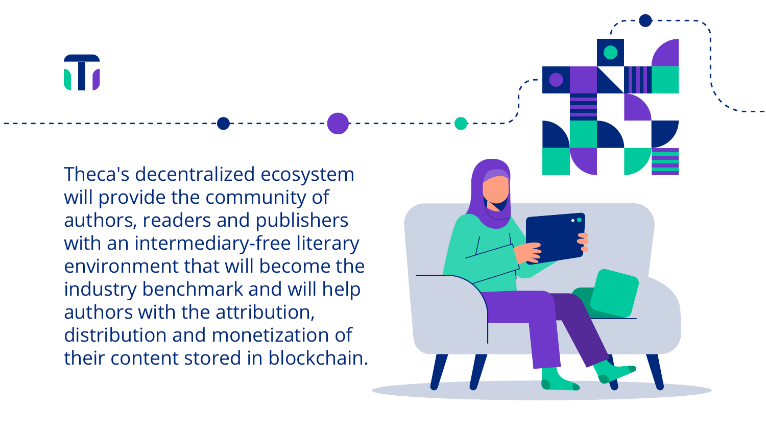Theca's decentralized ecosystem will provide the community of authors, readers and publishers with an intermediary-free literary environment that will become the industry benchmark and will help authors with the attribution, distribution and monetization of their content stored in blockchain.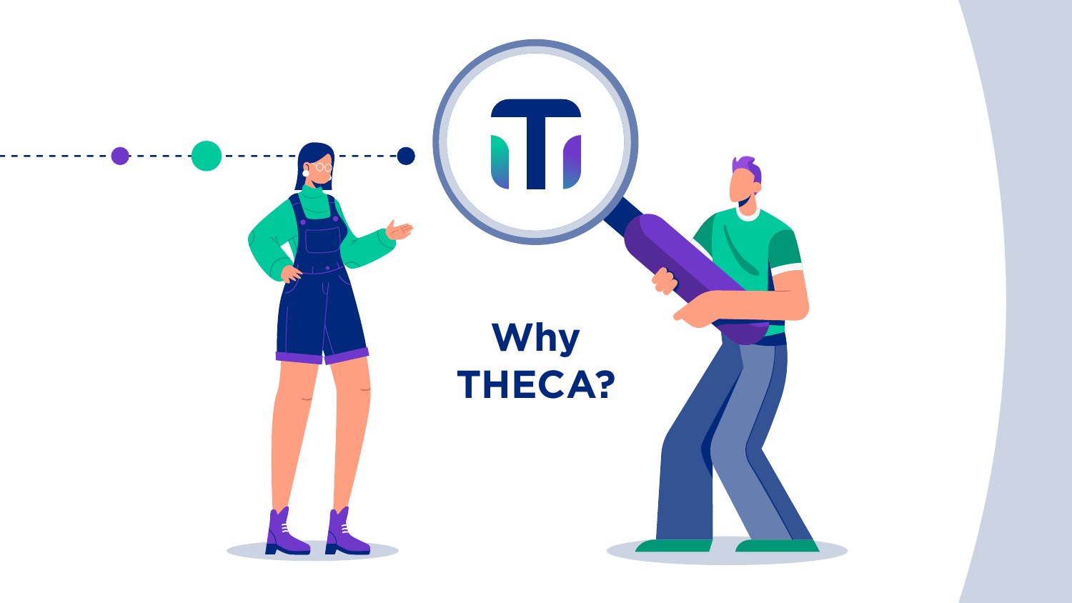# Why THECA?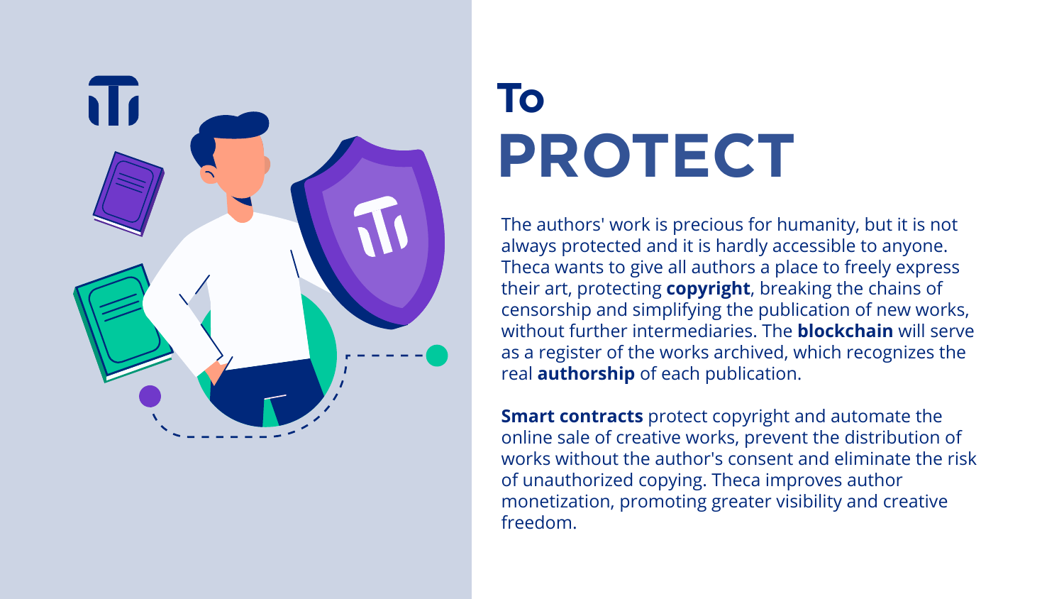# To PROTECT

The authors' work is precious for humanity, but it is not always protected and it is hardly accessible to anyone. Theca wants to give all authors a place to freely express their art, protecting **copyright**, breaking the chains of censorship and simplifying the publication of new works, without further intermediaries. The **blockchain** will serve as a register of the works archived, which recognizes the real **authorship** of each publication.

**Smart contracts** protect copyright and automate the online sale of creative works, prevent the distribution of works without the author's consent and eliminate the risk of unauthorized copying. Theca improves author monetization, promoting greater visibility and creative freedom.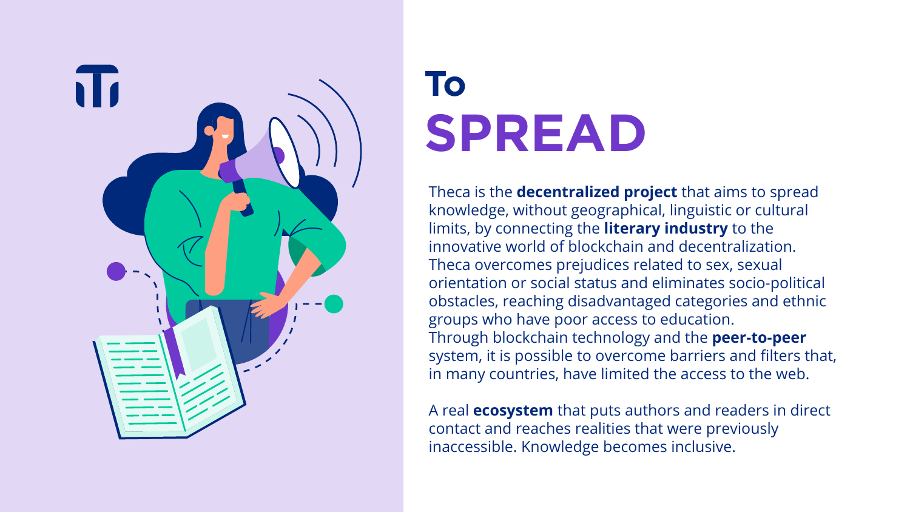# To SPREAD

Theca is the **decentralized project** that aims to spread knowledge, without geographical, linguistic or cultural limits, by connecting the **literary industry** to the innovative world of blockchain and decentralization. Theca overcomes prejudices related to sex, sexual orientation or social status and eliminates socio-political obstacles, reaching disadvantaged categories and ethnic groups who have poor access to education.
Through blockchain technology and the **peer-to-peer** system, it is possible to overcome barriers and filters that, in many countries, have limited the access to the web.

A real **ecosystem** that puts authors and readers in direct contact and reaches realities that were previously inaccessible. Knowledge becomes inclusive.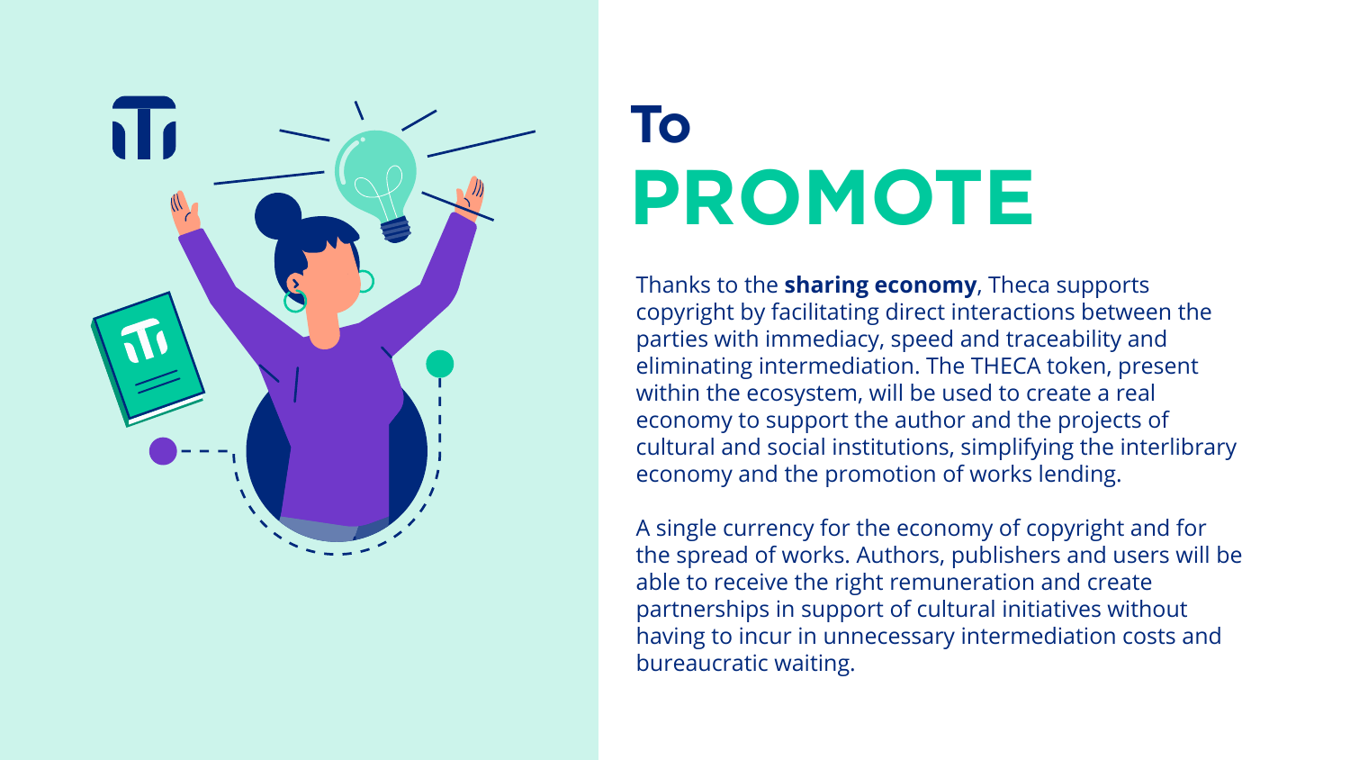# To PROMOTE

Thanks to the **sharing economy**, Theca supports copyright by facilitating direct interactions between the parties with immediacy, speed and traceability and eliminating intermediation. The THECA token, present within the ecosystem, will be used to create a real economy to support the author and the projects of cultural and social institutions, simplifying the interlibrary economy and the promotion of works lending.

A single currency for the economy of copyright and for the spread of works. Authors, publishers and users will be able to receive the right remuneration and create partnerships in support of cultural initiatives without having to incur in unnecessary intermediation costs and bureaucratic waiting.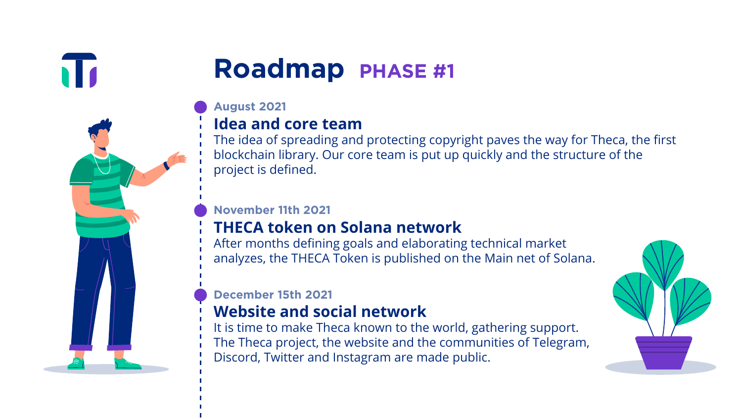# Roadmap PHASE #1

**August 2021**

## Idea and core team

The idea of spreading and protecting copyright paves the way for Theca, the first blockchain library. Our core team is put up quickly and the structure of the project is defined.

**November 11th 2021**

## THECA token on Solana network

After months defining goals and elaborating technical market analyzes, the THECA Token is published on the Main net of Solana.

**December 15th 2021**

## Website and social network

It is time to make Theca known to the world, gathering support. The Theca project, the website and the communities of Telegram, Discord, Twitter and Instagram are made public.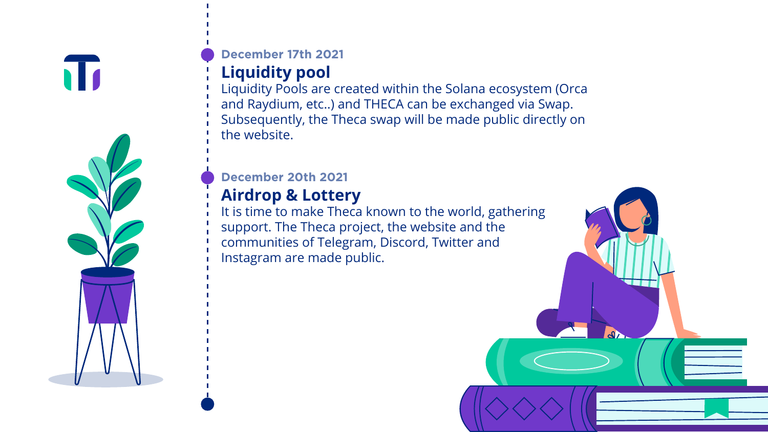December 17th 2021

## Liquidity pool

Liquidity Pools are created within the Solana ecosystem (Orca and Raydium, etc..) and THECA can be exchanged via Swap. Subsequently, the Theca swap will be made public directly on the website.

December 20th 2021

## Airdrop & Lottery

It is time to make Theca known to the world, gathering support. The Theca project, the website and the communities of Telegram, Discord, Twitter and Instagram are made public.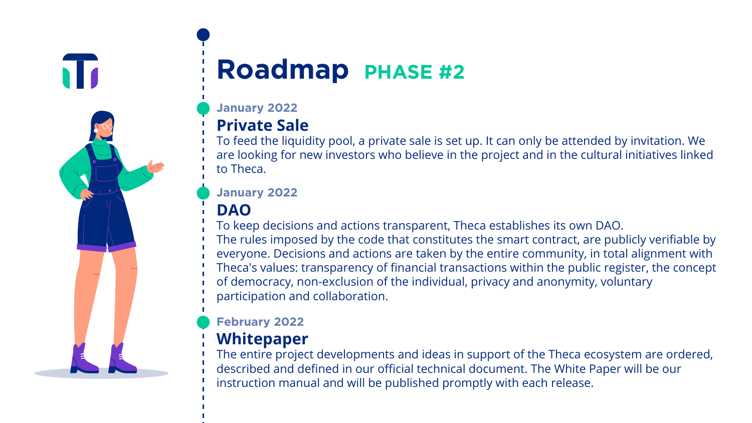# Roadmap PHASE #2

**January 2022**

## Private Sale

To feed the liquidity pool, a private sale is set up. It can only be attended by invitation. We are looking for new investors who believe in the project and in the cultural initiatives linked to Theca.

**January 2022**

## DAO

To keep decisions and actions transparent, Theca establishes its own DAO.
The rules imposed by the code that constitutes the smart contract, are publicly verifiable by everyone. Decisions and actions are taken by the entire community, in total alignment with Theca's values: transparency of financial transactions within the public register, the concept of democracy, non-exclusion of the individual, privacy and anonymity, voluntary participation and collaboration.

**February 2022**

## Whitepaper

The entire project developments and ideas in support of the Theca ecosystem are ordered, described and defined in our official technical document. The White Paper will be our instruction manual and will be published promptly with each release.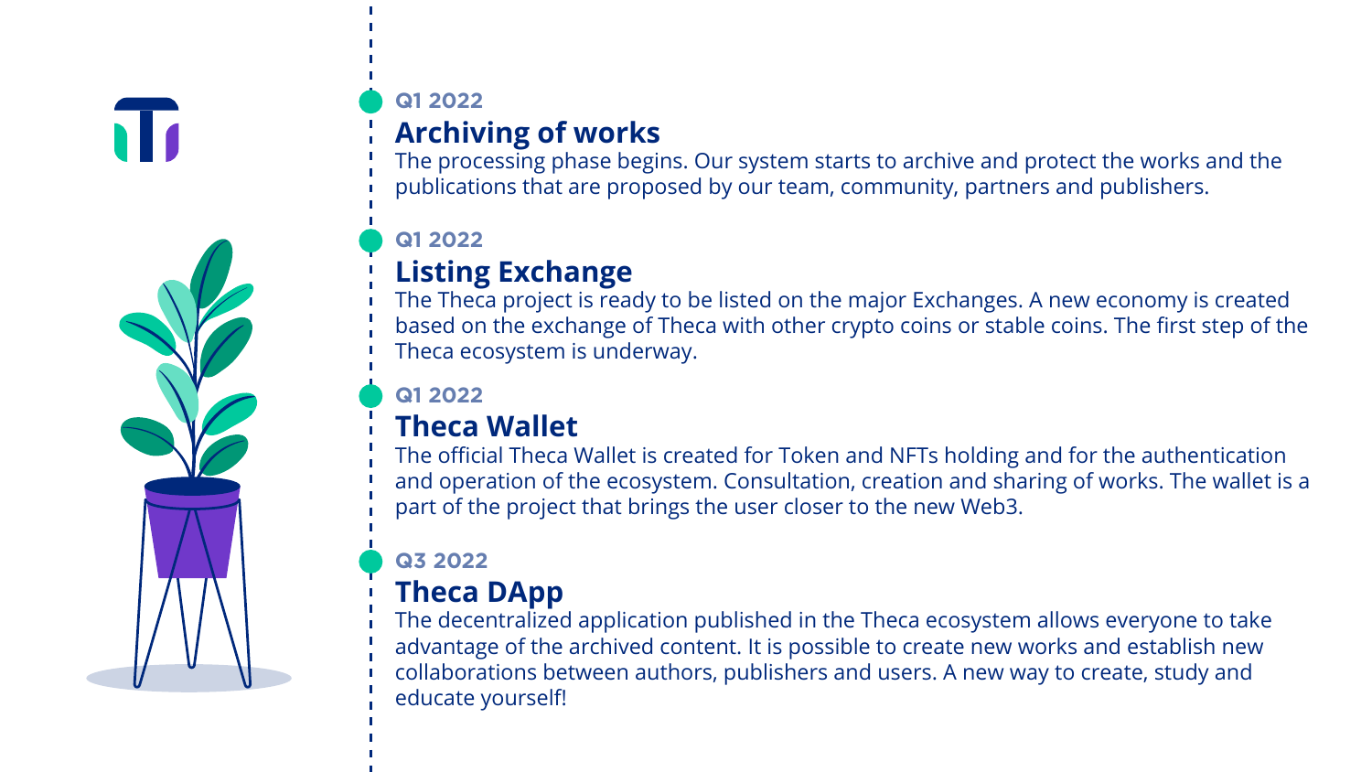**Q1 2022**

## Archiving of works

The processing phase begins. Our system starts to archive and protect the works and the publications that are proposed by our team, community, partners and publishers.

**Q1 2022**

## Listing Exchange

The Theca project is ready to be listed on the major Exchanges. A new economy is created based on the exchange of Theca with other crypto coins or stable coins. The first step of the Theca ecosystem is underway.

**Q1 2022**

## Theca Wallet

The official Theca Wallet is created for Token and NFTs holding and for the authentication and operation of the ecosystem. Consultation, creation and sharing of works. The wallet is a part of the project that brings the user closer to the new Web3.

**Q3 2022**

## Theca DApp

The decentralized application published in the Theca ecosystem allows everyone to take advantage of the archived content. It is possible to create new works and establish new collaborations between authors, publishers and users. A new way to create, study and educate yourself!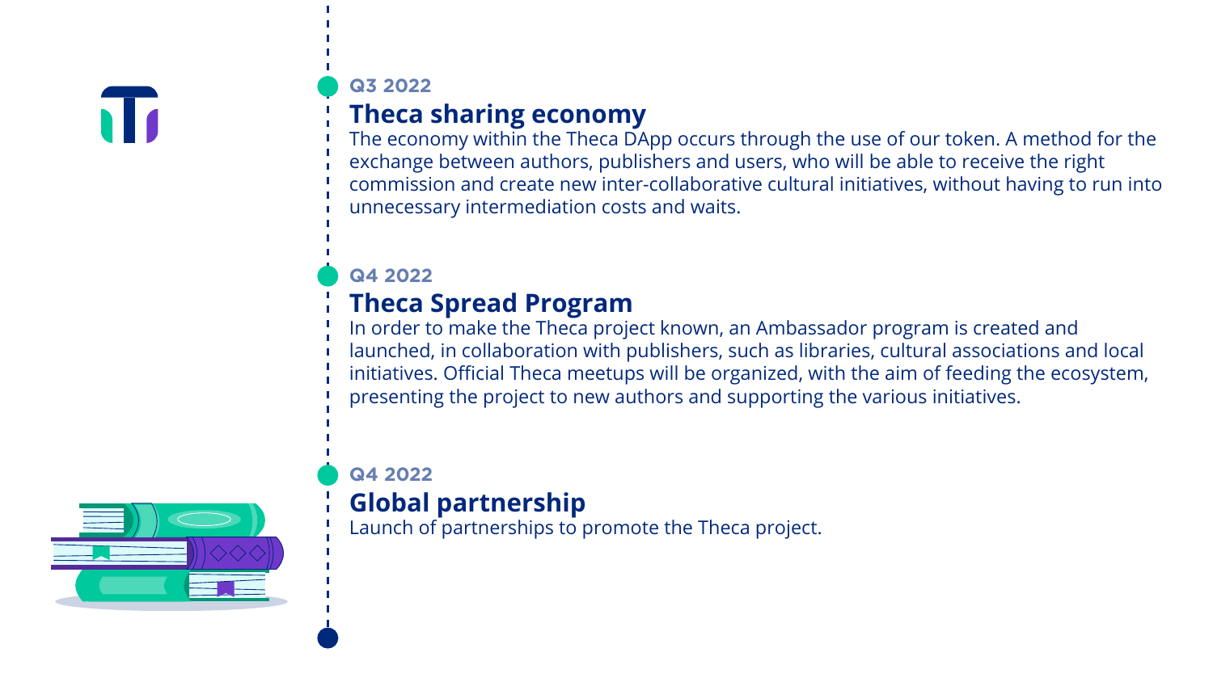**Q3 2022**

### Theca sharing economy

The economy within the Theca DApp occurs through the use of our token. A method for the exchange between authors, publishers and users, who will be able to receive the right commission and create new inter-collaborative cultural initiatives, without having to run into unnecessary intermediation costs and waits.

**Q4 2022**

### Theca Spread Program

In order to make the Theca project known, an Ambassador program is created and launched, in collaboration with publishers, such as libraries, cultural associations and local initiatives. Official Theca meetups will be organized, with the aim of feeding the ecosystem, presenting the project to new authors and supporting the various initiatives.

**Q4 2022**

### Global partnership

Launch of partnerships to promote the Theca project.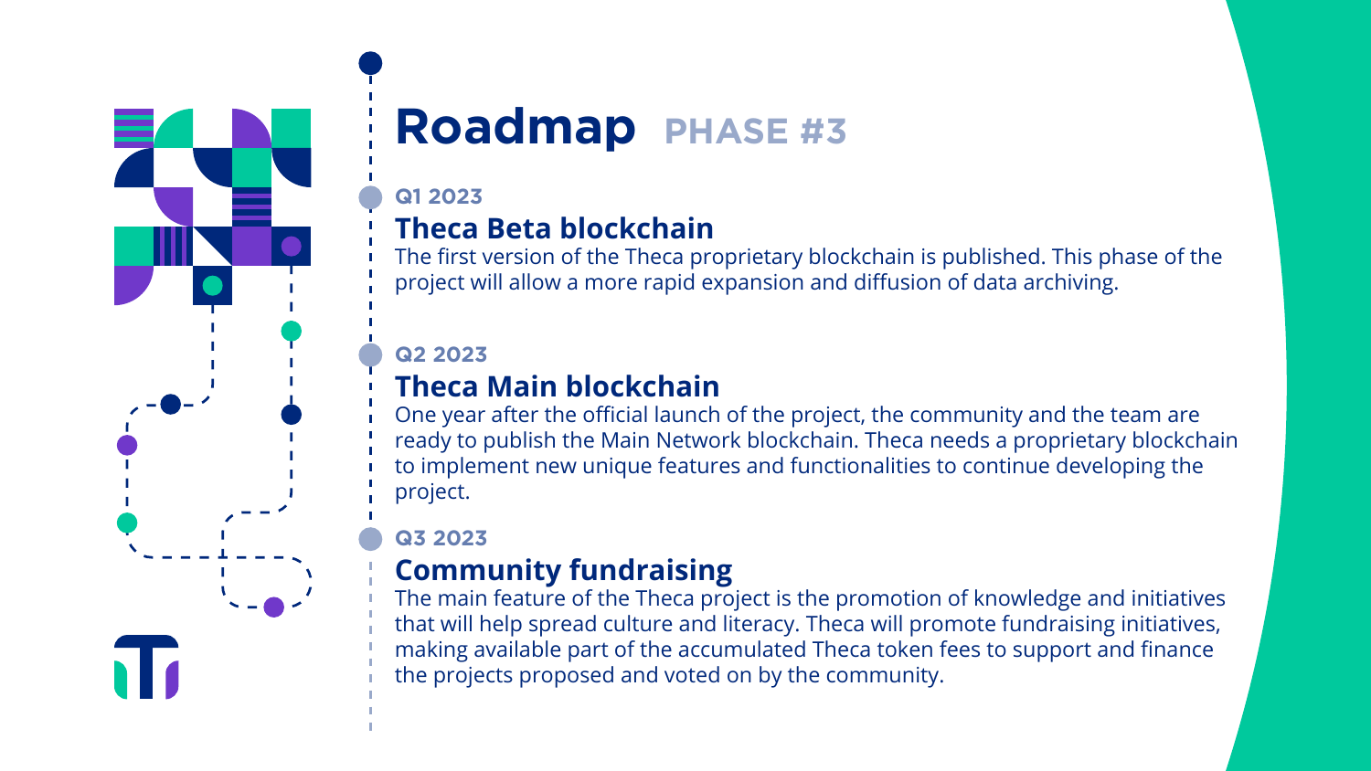# Roadmap PHASE #3

**Q1 2023**

## Theca Beta blockchain

The first version of the Theca proprietary blockchain is published. This phase of the project will allow a more rapid expansion and diffusion of data archiving.

**Q2 2023**

## Theca Main blockchain

One year after the official launch of the project, the community and the team are ready to publish the Main Network blockchain. Theca needs a proprietary blockchain to implement new unique features and functionalities to continue developing the project.

**Q3 2023**

## Community fundraising

The main feature of the Theca project is the promotion of knowledge and initiatives that will help spread culture and literacy. Theca will promote fundraising initiatives, making available part of the accumulated Theca token fees to support and finance the projects proposed and voted on by the community.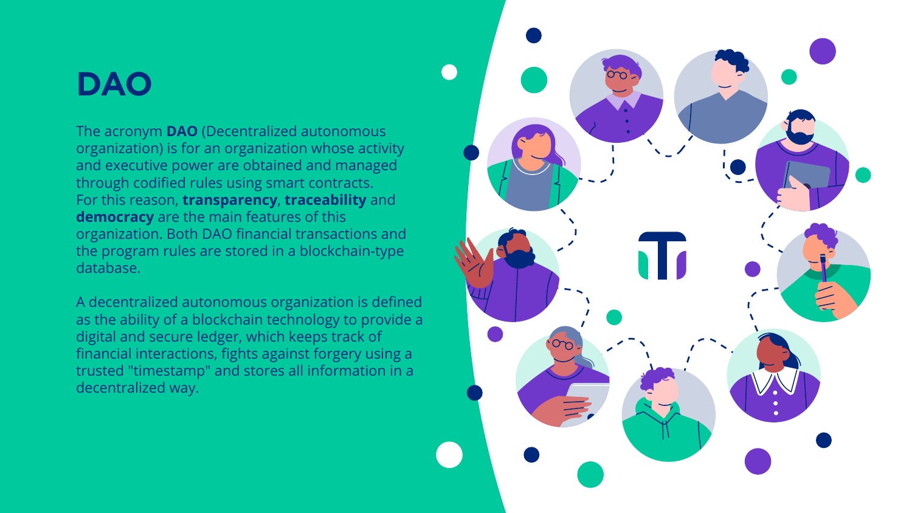# DAO

The acronym **DAO** (Decentralized autonomous organization) is for an organization whose activity and executive power are obtained and managed through codified rules using smart contracts. For this reason, **transparency**, **traceability** and **democracy** are the main features of this organization. Both DAO financial transactions and the program rules are stored in a blockchain-type database.

A decentralized autonomous organization is defined as the ability of a blockchain technology to provide a digital and secure ledger, which keeps track of financial interactions, fights against forgery using a trusted "timestamp" and stores all information in a decentralized way.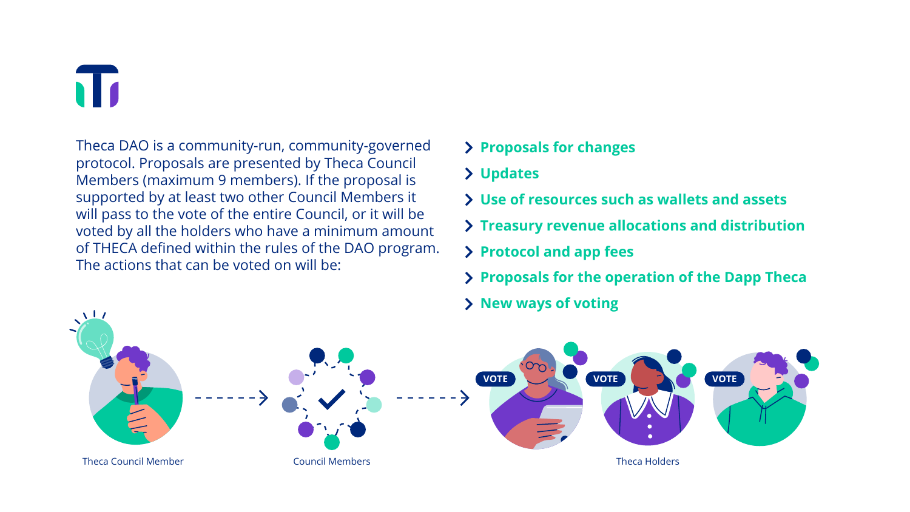Theca DAO is a community-run, community-governed protocol. Proposals are presented by Theca Council Members (maximum 9 members). If the proposal is supported by at least two other Council Members it will pass to the vote of the entire Council, or it will be voted by all the holders who have a minimum amount of THECA defined within the rules of the DAO program. The actions that can be voted on will be:

- **Proposals for changes**
- **Updates**
- **Use of resources such as wallets and assets**
- **Treasury revenue allocations and distribution**
- **Protocol and app fees**
- **Proposals for the operation of the Dapp Theca**
- **New ways of voting**

Theca Council Member → Council Members → Theca Holders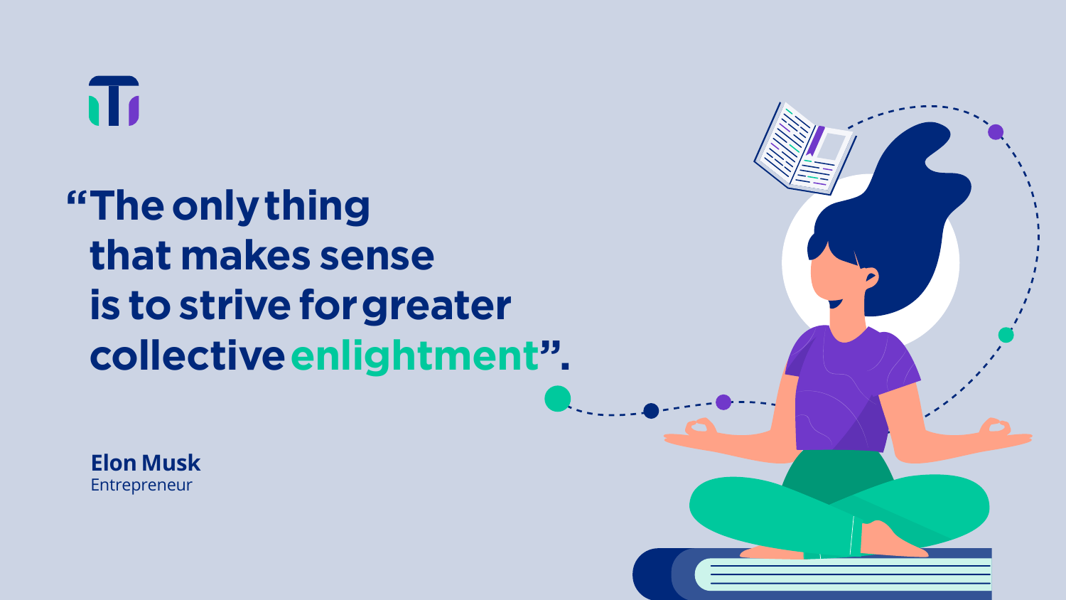**"The only thing that makes sense is to strive for greater collective enlightment".**

**Elon Musk**
Entrepreneur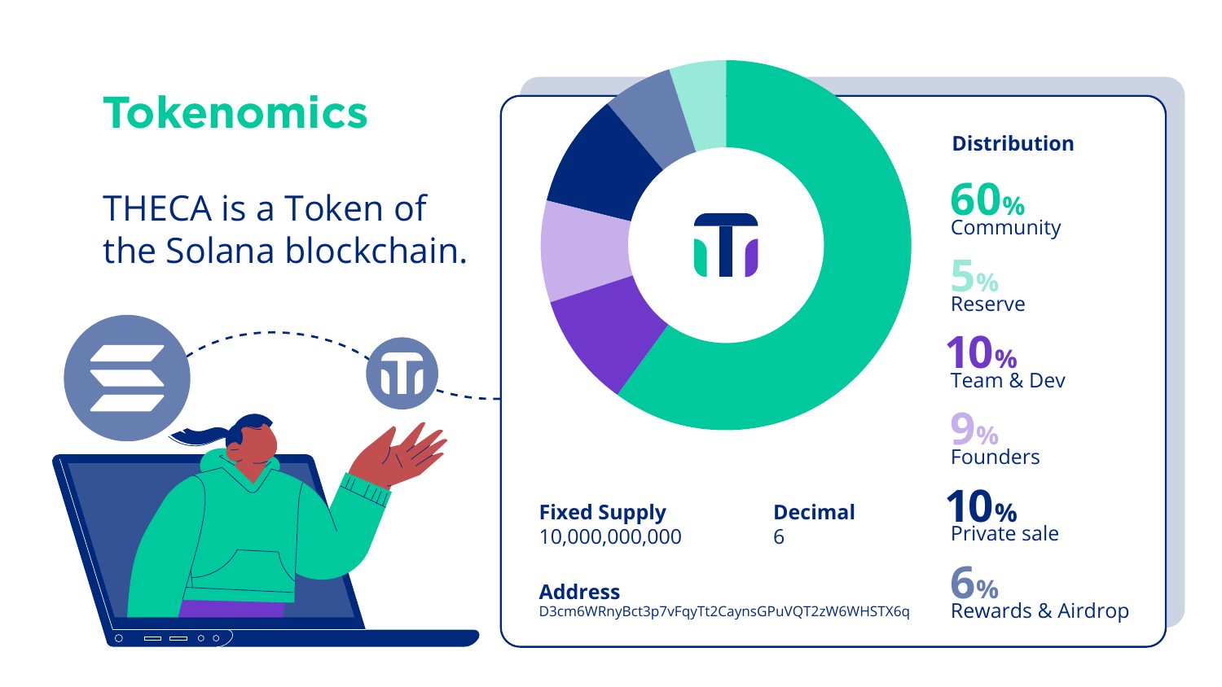# Tokenomics

THECA is a Token of the Solana blockchain.

**Distribution**

- **60%** Community
- **5%** Reserve
- **10%** Team & Dev
- **9%** Founders
- **10%** Private sale
- **6%** Rewards & Airdrop

**Fixed Supply**
10,000,000,000

**Decimal**
6

**Address**
D3cm6WRnyBct3p7vFqyTt2CaynsGPuVQT2zW6WHSTX6q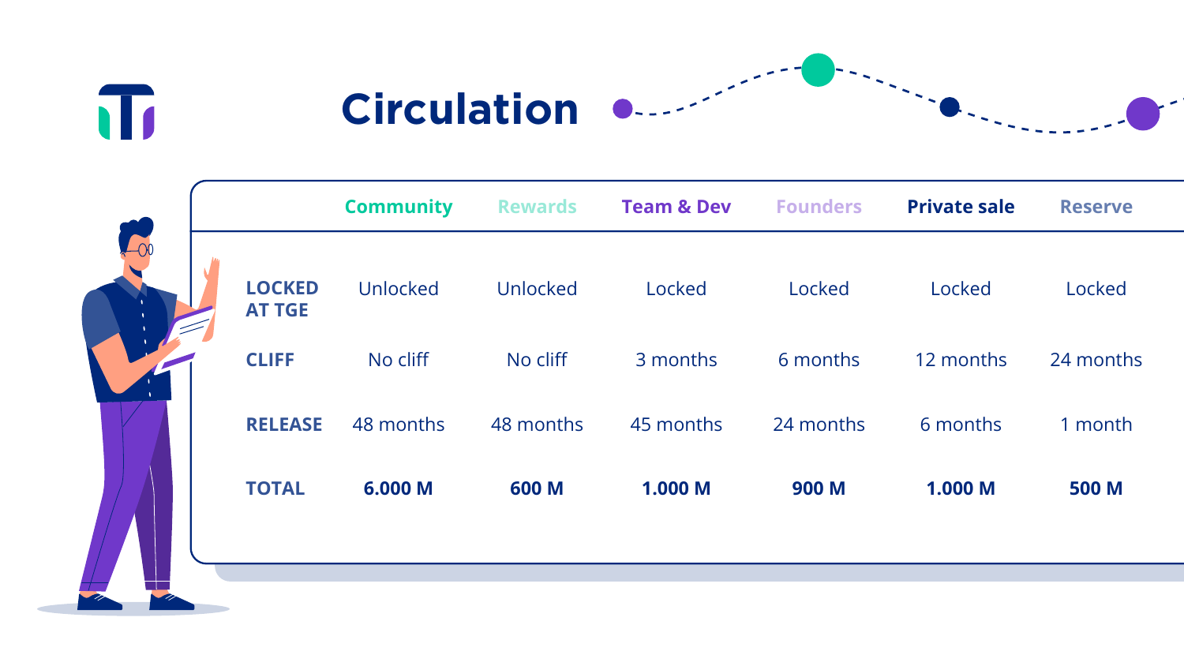# Circulation

| | Community | Rewards | Team & Dev | Founders | Private sale | Reserve |
|---|---|---|---|---|---|---|
| **LOCKED AT TGE** | Unlocked | Unlocked | Locked | Locked | Locked | Locked |
| **CLIFF** | No cliff | No cliff | 3 months | 6 months | 12 months | 24 months |
| **RELEASE** | 48 months | 48 months | 45 months | 24 months | 6 months | 1 month |
| **TOTAL** | **6.000 M** | **600 M** | **1.000 M** | **900 M** | **1.000 M** | **500 M** |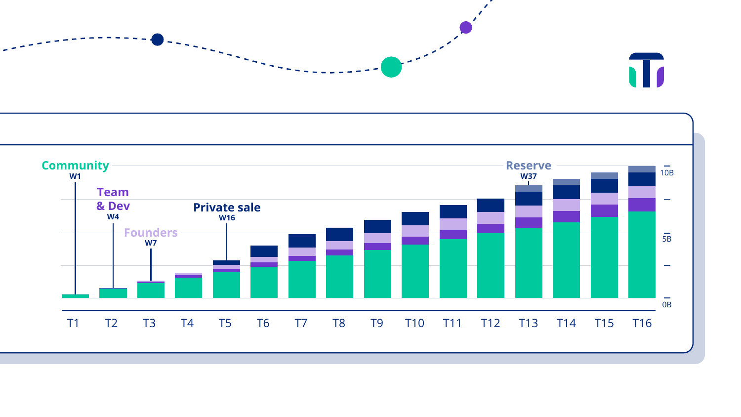Community
W1

Team
& Dev
W4

Founders
W7

Private sale
W16

Reserve
W37

10B

5B

0B

T1 T2 T3 T4 T5 T6 T7 T8 T9 T10 T11 T12 T13 T14 T15 T16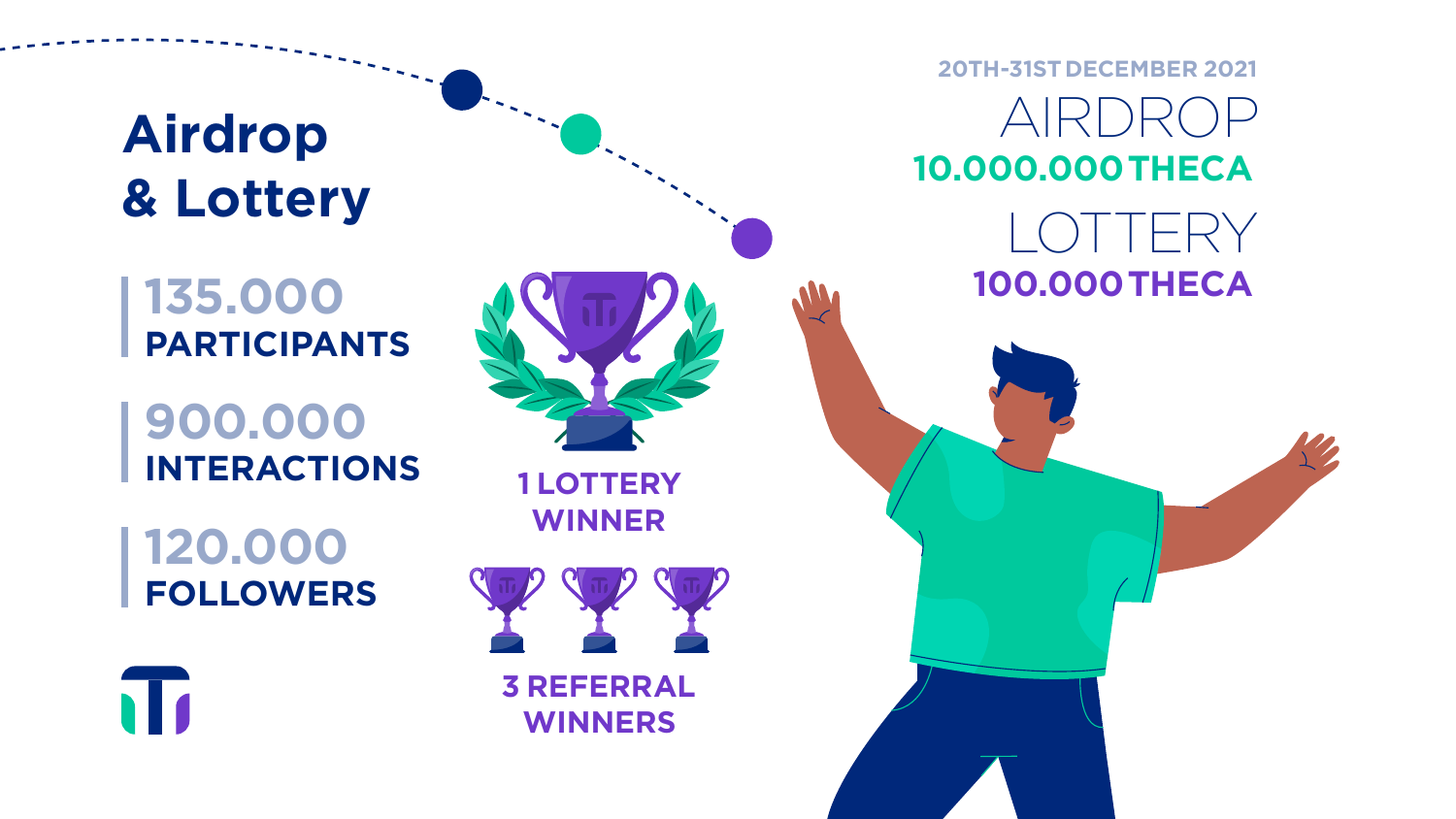# Airdrop & Lottery

**135.000**
**PARTICIPANTS**

**900.000**
**INTERACTIONS**

**120.000**
**FOLLOWERS**

**1 LOTTERY WINNER**

**3 REFERRAL WINNERS**

20TH-31ST DECEMBER 2021

AIRDROP
**10.000.000 THECA**

LOTTERY
**100.000 THECA**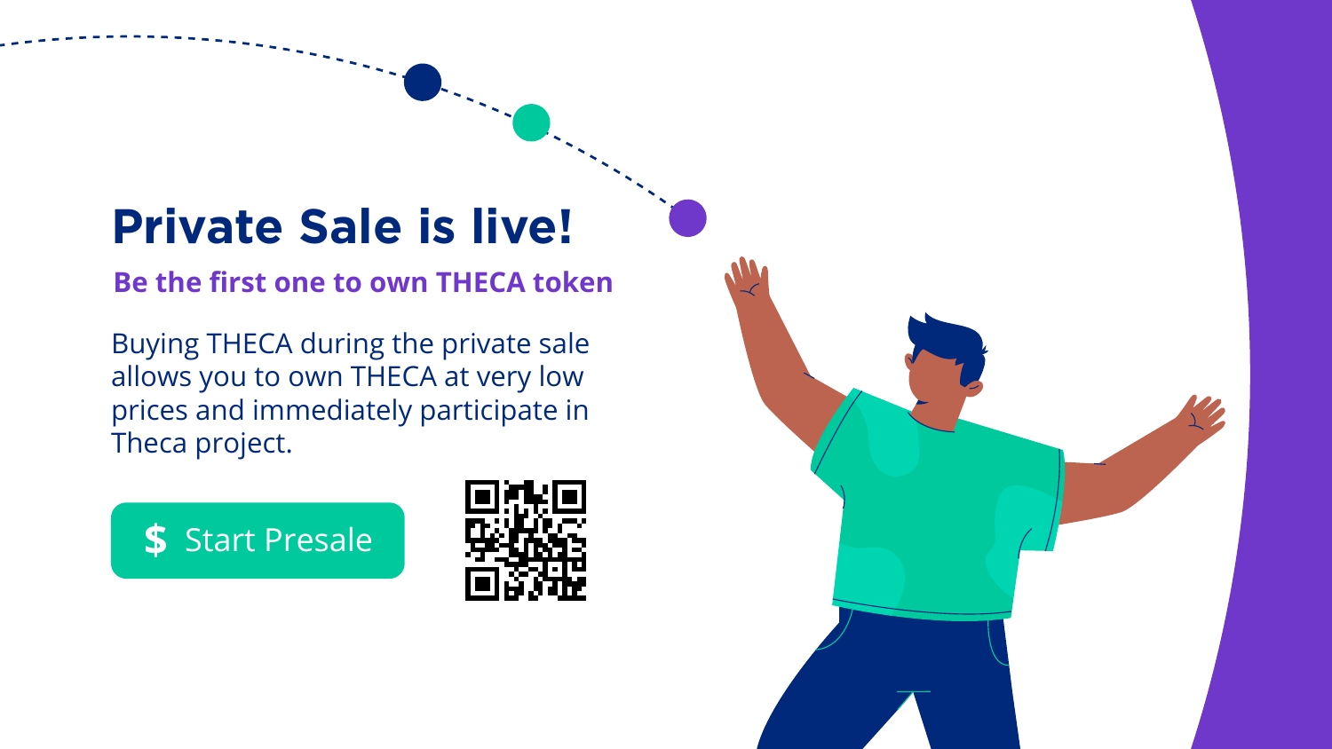# Private Sale is live!

**Be the first one to own THECA token**

Buying THECA during the private sale allows you to own THECA at very low prices and immediately participate in Theca project.

$ Start Presale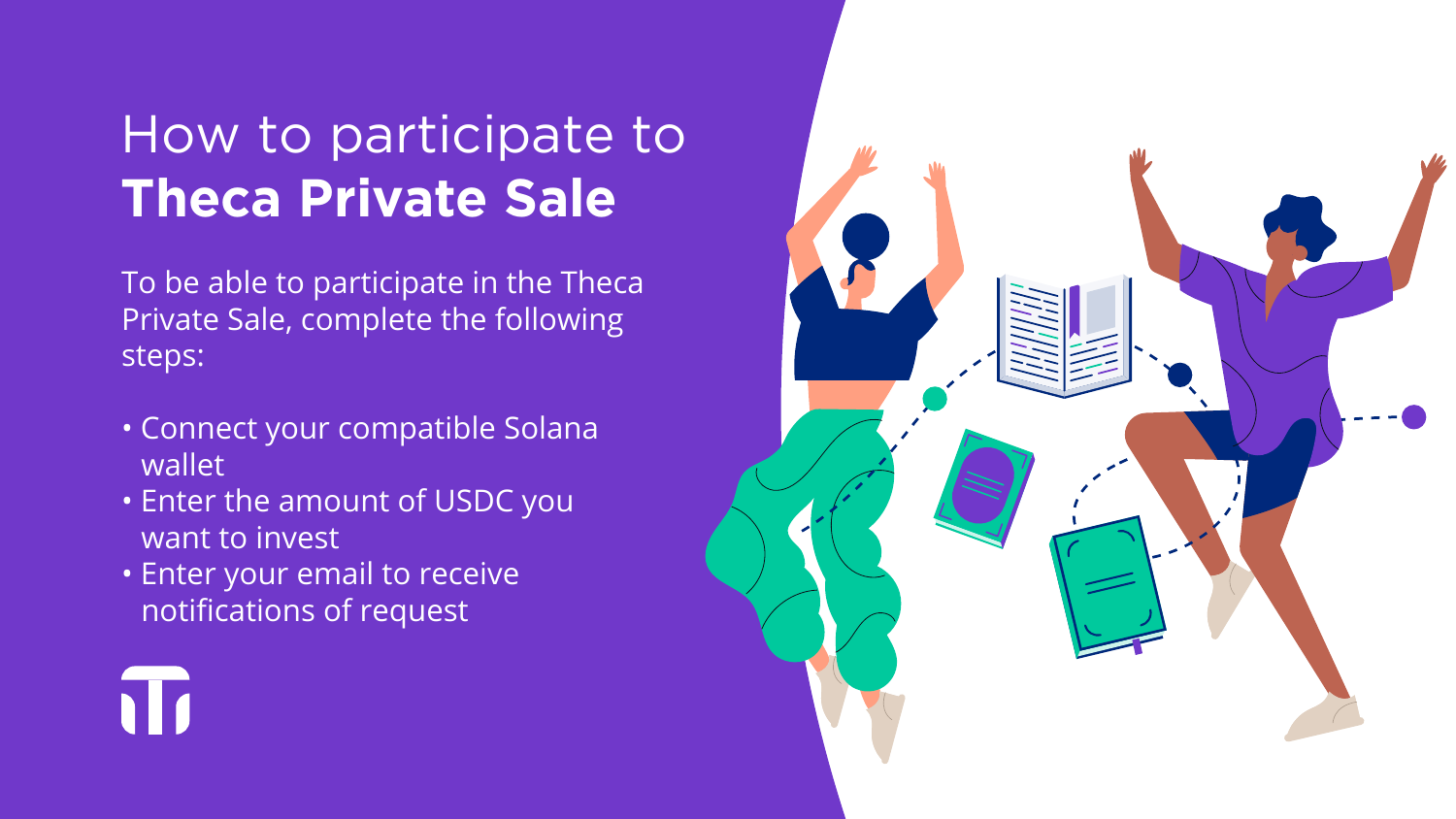# How to participate to **Theca Private Sale**

To be able to participate in the Theca Private Sale, complete the following steps:

- Connect your compatible Solana wallet
- Enter the amount of USDC you want to invest
- Enter your email to receive notifications of request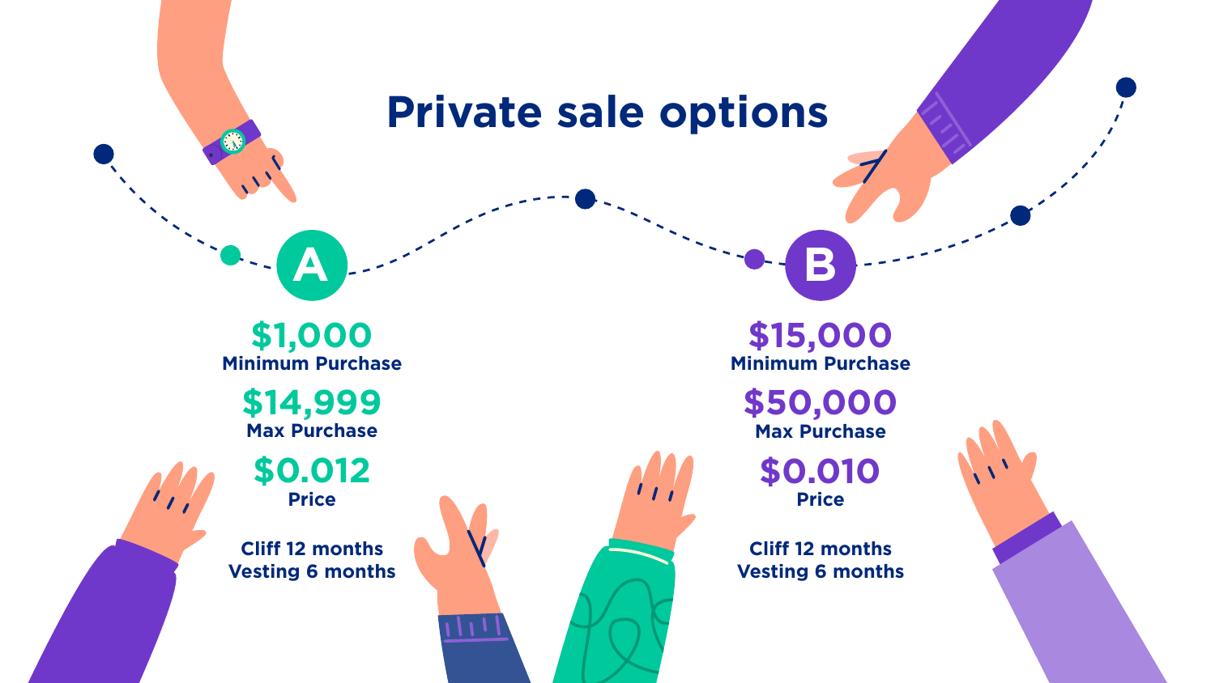# Private sale options

## A

**$1,000**
Minimum Purchase

**$14,999**
Max Purchase

**$0.012**
Price

Cliff 12 months
Vesting 6 months

## B

**$15,000**
Minimum Purchase

**$50,000**
Max Purchase

**$0.010**
Price

Cliff 12 months
Vesting 6 months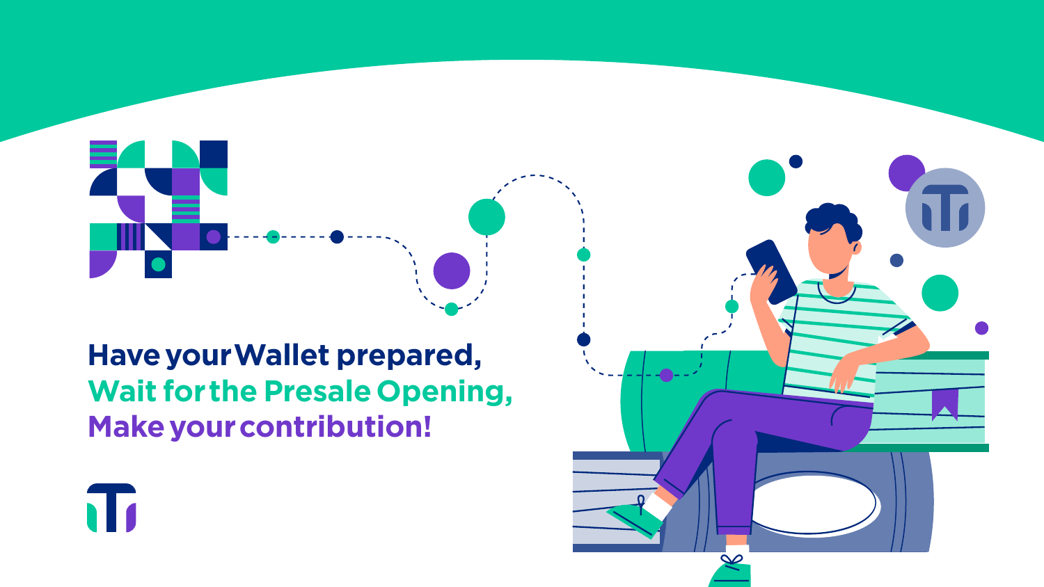**Have your Wallet prepared,**
**Wait for the Presale Opening,**
**Make your contribution!**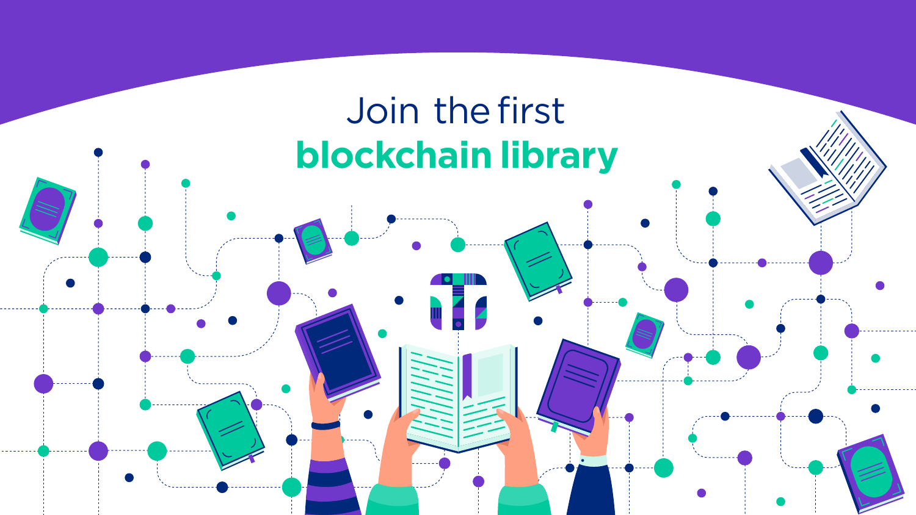Join the first
**blockchain library**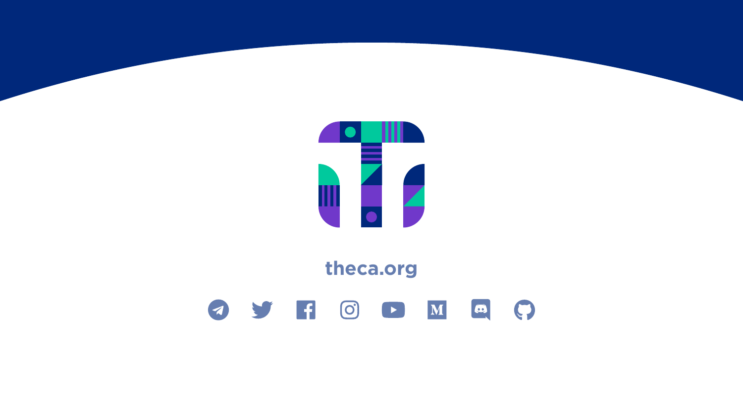theca.org